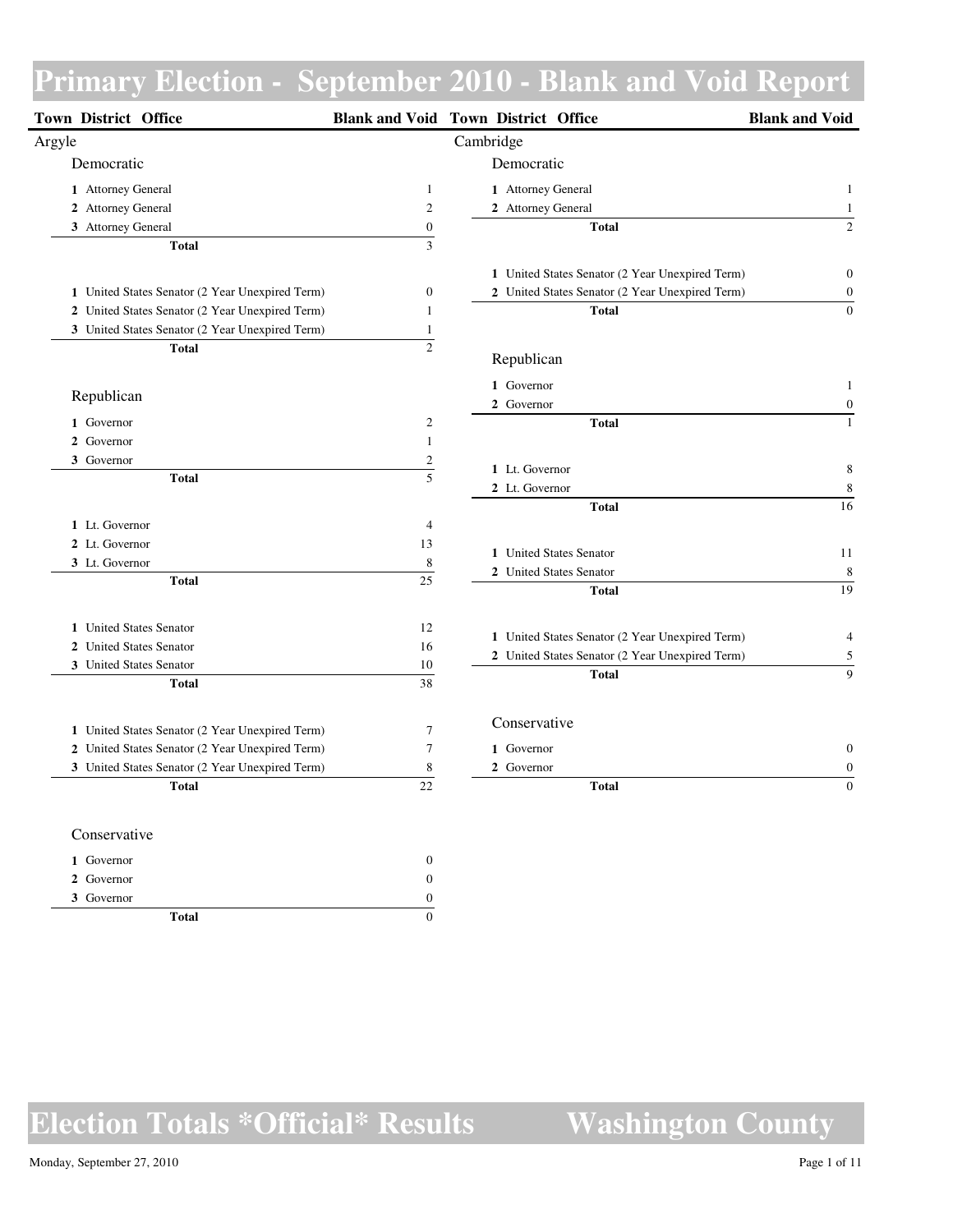# Primary Election - September 2010 - Blank and Void Report

## Argyle

### Democratic

| District | Office | Blank and Void |
|---|---|---|
| 1 | Attorney General | 1 |
| 2 | Attorney General | 2 |
| 3 | Attorney General | 0 |
| | **Total** | 3 |

| District | Office | Blank and Void |
|---|---|---|
| 1 | United States Senator (2 Year Unexpired Term) | 0 |
| 2 | United States Senator (2 Year Unexpired Term) | 1 |
| 3 | United States Senator (2 Year Unexpired Term) | 1 |
| | **Total** | 2 |

### Republican

| District | Office | Blank and Void |
|---|---|---|
| 1 | Governor | 2 |
| 2 | Governor | 1 |
| 3 | Governor | 2 |
| | **Total** | 5 |

| District | Office | Blank and Void |
|---|---|---|
| 1 | Lt. Governor | 4 |
| 2 | Lt. Governor | 13 |
| 3 | Lt. Governor | 8 |
| | **Total** | 25 |

| District | Office | Blank and Void |
|---|---|---|
| 1 | United States Senator | 12 |
| 2 | United States Senator | 16 |
| 3 | United States Senator | 10 |
| | **Total** | 38 |

| District | Office | Blank and Void |
|---|---|---|
| 1 | United States Senator (2 Year Unexpired Term) | 7 |
| 2 | United States Senator (2 Year Unexpired Term) | 7 |
| 3 | United States Senator (2 Year Unexpired Term) | 8 |
| | **Total** | 22 |

### Conservative

| District | Office | Blank and Void |
|---|---|---|
| 1 | Governor | 0 |
| 2 | Governor | 0 |
| 3 | Governor | 0 |
| | **Total** | 0 |

## Cambridge

### Democratic

| District | Office | Blank and Void |
|---|---|---|
| 1 | Attorney General | 1 |
| 2 | Attorney General | 1 |
| | **Total** | 2 |

| District | Office | Blank and Void |
|---|---|---|
| 1 | United States Senator (2 Year Unexpired Term) | 0 |
| 2 | United States Senator (2 Year Unexpired Term) | 0 |
| | **Total** | 0 |

### Republican

| District | Office | Blank and Void |
|---|---|---|
| 1 | Governor | 1 |
| 2 | Governor | 0 |
| | **Total** | 1 |

| District | Office | Blank and Void |
|---|---|---|
| 1 | Lt. Governor | 8 |
| 2 | Lt. Governor | 8 |
| | **Total** | 16 |

| District | Office | Blank and Void |
|---|---|---|
| 1 | United States Senator | 11 |
| 2 | United States Senator | 8 |
| | **Total** | 19 |

| District | Office | Blank and Void |
|---|---|---|
| 1 | United States Senator (2 Year Unexpired Term) | 4 |
| 2 | United States Senator (2 Year Unexpired Term) | 5 |
| | **Total** | 9 |

### Conservative

| District | Office | Blank and Void |
|---|---|---|
| 1 | Governor | 0 |
| 2 | Governor | 0 |
| | **Total** | 0 |

Election Totals *Official* Results — Washington County

Monday, September 27, 2010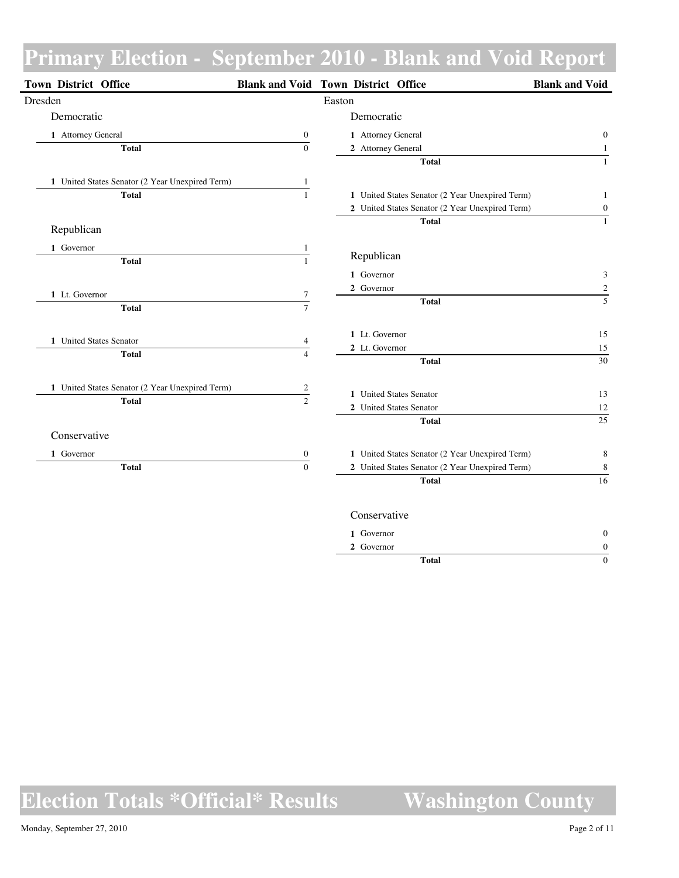# Primary Election - September 2010 - Blank and Void Report

## Dresden

### Democratic

| District | Office | Blank and Void |
|---|---|---|
| 1 | Attorney General | 0 |
| | **Total** | 0 |
| 1 | United States Senator (2 Year Unexpired Term) | 1 |
| | **Total** | 1 |

### Republican

| District | Office | Blank and Void |
|---|---|---|
| 1 | Governor | 1 |
| | **Total** | 1 |
| 1 | Lt. Governor | 7 |
| | **Total** | 7 |
| 1 | United States Senator | 4 |
| | **Total** | 4 |
| 1 | United States Senator (2 Year Unexpired Term) | 2 |
| | **Total** | 2 |

### Conservative

| District | Office | Blank and Void |
|---|---|---|
| 1 | Governor | 0 |
| | **Total** | 0 |

## Easton

### Democratic

| District | Office | Blank and Void |
|---|---|---|
| 1 | Attorney General | 0 |
| 2 | Attorney General | 1 |
| | **Total** | 1 |
| 1 | United States Senator (2 Year Unexpired Term) | 1 |
| 2 | United States Senator (2 Year Unexpired Term) | 0 |
| | **Total** | 1 |

### Republican

| District | Office | Blank and Void |
|---|---|---|
| 1 | Governor | 3 |
| 2 | Governor | 2 |
| | **Total** | 5 |
| 1 | Lt. Governor | 15 |
| 2 | Lt. Governor | 15 |
| | **Total** | 30 |
| 1 | United States Senator | 13 |
| 2 | United States Senator | 12 |
| | **Total** | 25 |
| 1 | United States Senator (2 Year Unexpired Term) | 8 |
| 2 | United States Senator (2 Year Unexpired Term) | 8 |
| | **Total** | 16 |

### Conservative

| District | Office | Blank and Void |
|---|---|---|
| 1 | Governor | 0 |
| 2 | Governor | 0 |
| | **Total** | 0 |

Election Totals *Official* Results — Washington County

Monday, September 27, 2010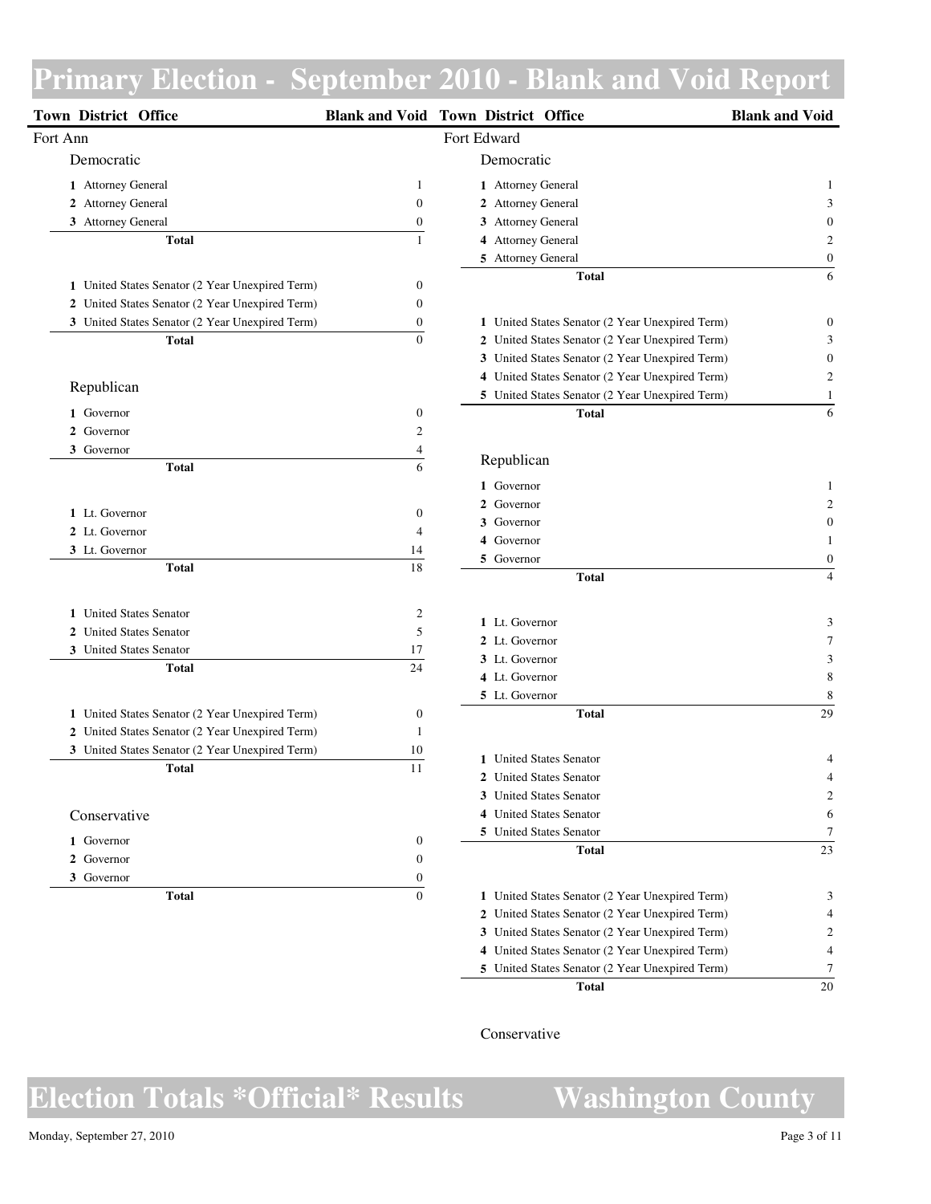# Primary Election - September 2010 - Blank and Void Report

## Fort Ann

### Democratic

| District | Office | Blank and Void |
|---|---|---|
| 1 | Attorney General | 1 |
| 2 | Attorney General | 0 |
| 3 | Attorney General | 0 |
| | **Total** | 1 |

| District | Office | Blank and Void |
|---|---|---|
| 1 | United States Senator (2 Year Unexpired Term) | 0 |
| 2 | United States Senator (2 Year Unexpired Term) | 0 |
| 3 | United States Senator (2 Year Unexpired Term) | 0 |
| | **Total** | 0 |

### Republican

| District | Office | Blank and Void |
|---|---|---|
| 1 | Governor | 0 |
| 2 | Governor | 2 |
| 3 | Governor | 4 |
| | **Total** | 6 |

| District | Office | Blank and Void |
|---|---|---|
| 1 | Lt. Governor | 0 |
| 2 | Lt. Governor | 4 |
| 3 | Lt. Governor | 14 |
| | **Total** | 18 |

| District | Office | Blank and Void |
|---|---|---|
| 1 | United States Senator | 2 |
| 2 | United States Senator | 5 |
| 3 | United States Senator | 17 |
| | **Total** | 24 |

| District | Office | Blank and Void |
|---|---|---|
| 1 | United States Senator (2 Year Unexpired Term) | 0 |
| 2 | United States Senator (2 Year Unexpired Term) | 1 |
| 3 | United States Senator (2 Year Unexpired Term) | 10 |
| | **Total** | 11 |

### Conservative

| District | Office | Blank and Void |
|---|---|---|
| 1 | Governor | 0 |
| 2 | Governor | 0 |
| 3 | Governor | 0 |
| | **Total** | 0 |

## Fort Edward

### Democratic

| District | Office | Blank and Void |
|---|---|---|
| 1 | Attorney General | 1 |
| 2 | Attorney General | 3 |
| 3 | Attorney General | 0 |
| 4 | Attorney General | 2 |
| 5 | Attorney General | 0 |
| | **Total** | 6 |

| District | Office | Blank and Void |
|---|---|---|
| 1 | United States Senator (2 Year Unexpired Term) | 0 |
| 2 | United States Senator (2 Year Unexpired Term) | 3 |
| 3 | United States Senator (2 Year Unexpired Term) | 0 |
| 4 | United States Senator (2 Year Unexpired Term) | 2 |
| 5 | United States Senator (2 Year Unexpired Term) | 1 |
| | **Total** | 6 |

### Republican

| District | Office | Blank and Void |
|---|---|---|
| 1 | Governor | 1 |
| 2 | Governor | 2 |
| 3 | Governor | 0 |
| 4 | Governor | 1 |
| 5 | Governor | 0 |
| | **Total** | 4 |

| District | Office | Blank and Void |
|---|---|---|
| 1 | Lt. Governor | 3 |
| 2 | Lt. Governor | 7 |
| 3 | Lt. Governor | 3 |
| 4 | Lt. Governor | 8 |
| 5 | Lt. Governor | 8 |
| | **Total** | 29 |

| District | Office | Blank and Void |
|---|---|---|
| 1 | United States Senator | 4 |
| 2 | United States Senator | 4 |
| 3 | United States Senator | 2 |
| 4 | United States Senator | 6 |
| 5 | United States Senator | 7 |
| | **Total** | 23 |

| District | Office | Blank and Void |
|---|---|---|
| 1 | United States Senator (2 Year Unexpired Term) | 3 |
| 2 | United States Senator (2 Year Unexpired Term) | 4 |
| 3 | United States Senator (2 Year Unexpired Term) | 2 |
| 4 | United States Senator (2 Year Unexpired Term) | 4 |
| 5 | United States Senator (2 Year Unexpired Term) | 7 |
| | **Total** | 20 |

### Conservative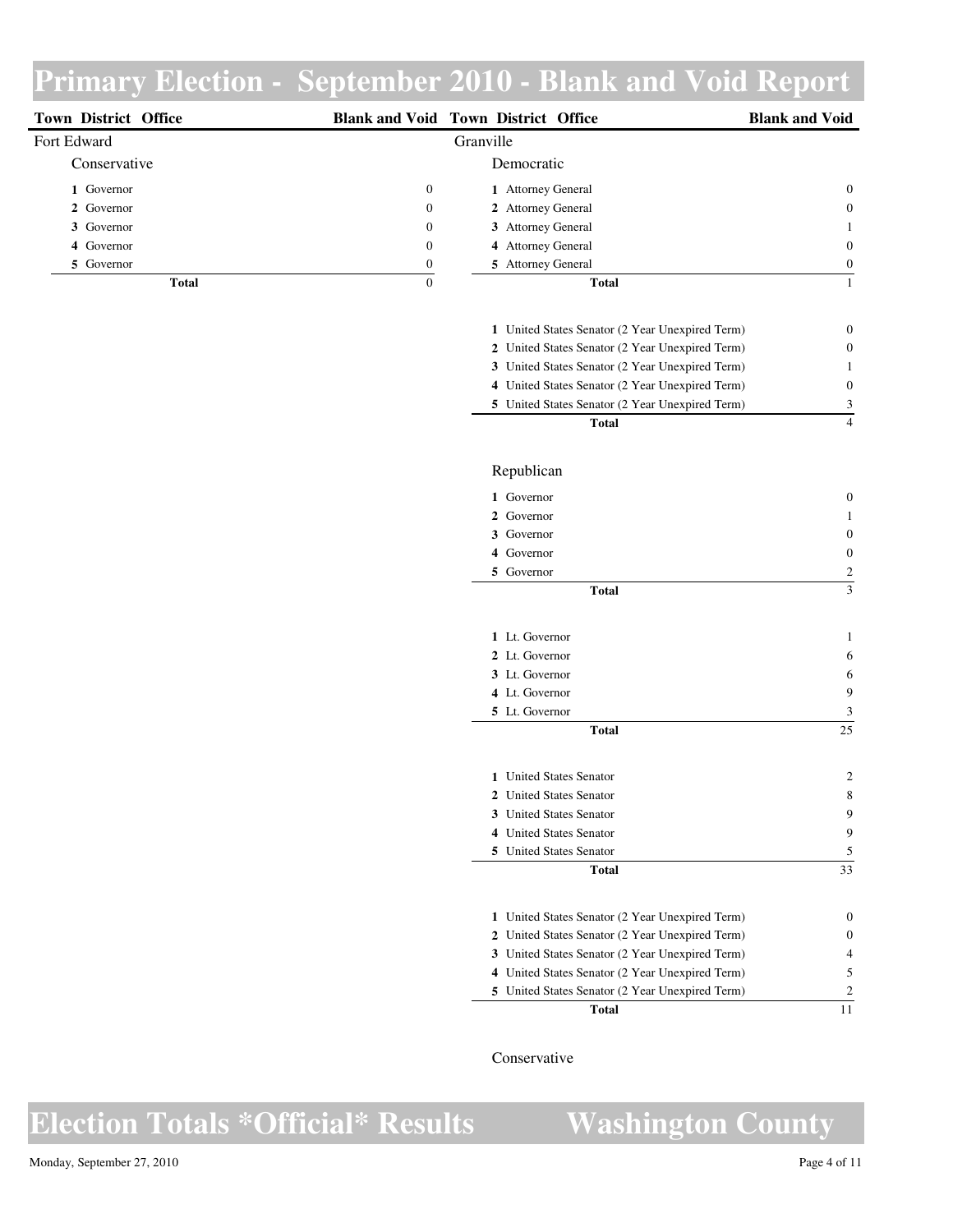# Primary Election - September 2010 - Blank and Void Report

## Fort Edward

### Conservative

| District | Office | Blank and Void |
|---|---|---|
| 1 | Governor | 0 |
| 2 | Governor | 0 |
| 3 | Governor | 0 |
| 4 | Governor | 0 |
| 5 | Governor | 0 |
| | **Total** | 0 |

## Granville

### Democratic

| District | Office | Blank and Void |
|---|---|---|
| 1 | Attorney General | 0 |
| 2 | Attorney General | 0 |
| 3 | Attorney General | 1 |
| 4 | Attorney General | 0 |
| 5 | Attorney General | 0 |
| | **Total** | 1 |

| District | Office | Blank and Void |
|---|---|---|
| 1 | United States Senator (2 Year Unexpired Term) | 0 |
| 2 | United States Senator (2 Year Unexpired Term) | 0 |
| 3 | United States Senator (2 Year Unexpired Term) | 1 |
| 4 | United States Senator (2 Year Unexpired Term) | 0 |
| 5 | United States Senator (2 Year Unexpired Term) | 3 |
| | **Total** | 4 |

### Republican

| District | Office | Blank and Void |
|---|---|---|
| 1 | Governor | 0 |
| 2 | Governor | 1 |
| 3 | Governor | 0 |
| 4 | Governor | 0 |
| 5 | Governor | 2 |
| | **Total** | 3 |

| District | Office | Blank and Void |
|---|---|---|
| 1 | Lt. Governor | 1 |
| 2 | Lt. Governor | 6 |
| 3 | Lt. Governor | 6 |
| 4 | Lt. Governor | 9 |
| 5 | Lt. Governor | 3 |
| | **Total** | 25 |

| District | Office | Blank and Void |
|---|---|---|
| 1 | United States Senator | 2 |
| 2 | United States Senator | 8 |
| 3 | United States Senator | 9 |
| 4 | United States Senator | 9 |
| 5 | United States Senator | 5 |
| | **Total** | 33 |

| District | Office | Blank and Void |
|---|---|---|
| 1 | United States Senator (2 Year Unexpired Term) | 0 |
| 2 | United States Senator (2 Year Unexpired Term) | 0 |
| 3 | United States Senator (2 Year Unexpired Term) | 4 |
| 4 | United States Senator (2 Year Unexpired Term) | 5 |
| 5 | United States Senator (2 Year Unexpired Term) | 2 |
| | **Total** | 11 |

### Conservative

# Election Totals *Official* Results — Washington County

Monday, September 27, 2010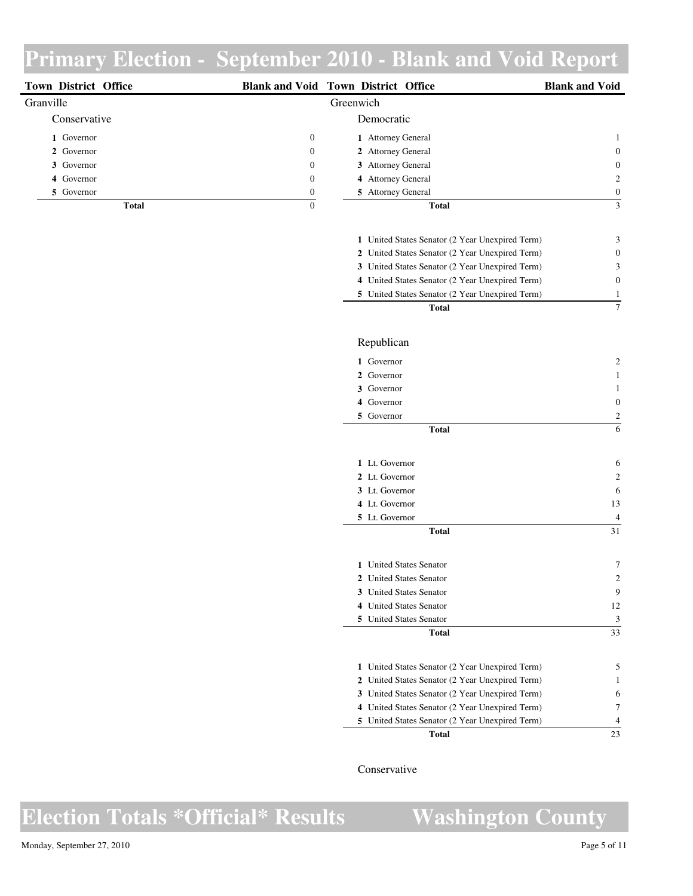# Primary Election - September 2010 - Blank and Void Report

| Town District Office | Blank and Void |
|---|---|
| **Granville** | |
| Conservative | |
| 1 Governor | 0 |
| 2 Governor | 0 |
| 3 Governor | 0 |
| 4 Governor | 0 |
| 5 Governor | 0 |
| **Total** | 0 |

| Town District Office | Blank and Void |
|---|---|
| **Greenwich** | |
| Democratic | |
| 1 Attorney General | 1 |
| 2 Attorney General | 0 |
| 3 Attorney General | 0 |
| 4 Attorney General | 2 |
| 5 Attorney General | 0 |
| **Total** | 3 |
| 1 United States Senator (2 Year Unexpired Term) | 3 |
| 2 United States Senator (2 Year Unexpired Term) | 0 |
| 3 United States Senator (2 Year Unexpired Term) | 3 |
| 4 United States Senator (2 Year Unexpired Term) | 0 |
| 5 United States Senator (2 Year Unexpired Term) | 1 |
| **Total** | 7 |
| Republican | |
| 1 Governor | 2 |
| 2 Governor | 1 |
| 3 Governor | 1 |
| 4 Governor | 0 |
| 5 Governor | 2 |
| **Total** | 6 |
| 1 Lt. Governor | 6 |
| 2 Lt. Governor | 2 |
| 3 Lt. Governor | 6 |
| 4 Lt. Governor | 13 |
| 5 Lt. Governor | 4 |
| **Total** | 31 |
| 1 United States Senator | 7 |
| 2 United States Senator | 2 |
| 3 United States Senator | 9 |
| 4 United States Senator | 12 |
| 5 United States Senator | 3 |
| **Total** | 33 |
| 1 United States Senator (2 Year Unexpired Term) | 5 |
| 2 United States Senator (2 Year Unexpired Term) | 1 |
| 3 United States Senator (2 Year Unexpired Term) | 6 |
| 4 United States Senator (2 Year Unexpired Term) | 7 |
| 5 United States Senator (2 Year Unexpired Term) | 4 |
| **Total** | 23 |
| Conservative | |

Election Totals *Official* Results — Washington County

Monday, September 27, 2010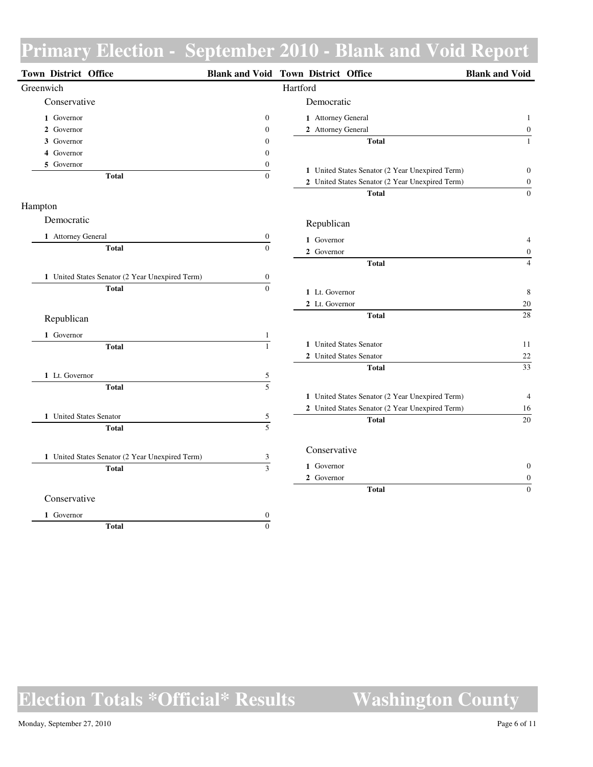# Primary Election - September 2010 - Blank and Void Report

## Greenwich

### Conservative

| District | Office | Blank and Void |
|---|---|---|
| 1 | Governor | 0 |
| 2 | Governor | 0 |
| 3 | Governor | 0 |
| 4 | Governor | 0 |
| 5 | Governor | 0 |
| | **Total** | 0 |

## Hampton

### Democratic

| District | Office | Blank and Void |
|---|---|---|
| 1 | Attorney General | 0 |
| | **Total** | 0 |

| District | Office | Blank and Void |
|---|---|---|
| 1 | United States Senator (2 Year Unexpired Term) | 0 |
| | **Total** | 0 |

### Republican

| District | Office | Blank and Void |
|---|---|---|
| 1 | Governor | 1 |
| | **Total** | 1 |

| District | Office | Blank and Void |
|---|---|---|
| 1 | Lt. Governor | 5 |
| | **Total** | 5 |

| District | Office | Blank and Void |
|---|---|---|
| 1 | United States Senator | 5 |
| | **Total** | 5 |

| District | Office | Blank and Void |
|---|---|---|
| 1 | United States Senator (2 Year Unexpired Term) | 3 |
| | **Total** | 3 |

### Conservative

| District | Office | Blank and Void |
|---|---|---|
| 1 | Governor | 0 |
| | **Total** | 0 |

## Hartford

### Democratic

| District | Office | Blank and Void |
|---|---|---|
| 1 | Attorney General | 1 |
| 2 | Attorney General | 0 |
| | **Total** | 1 |

| District | Office | Blank and Void |
|---|---|---|
| 1 | United States Senator (2 Year Unexpired Term) | 0 |
| 2 | United States Senator (2 Year Unexpired Term) | 0 |
| | **Total** | 0 |

### Republican

| District | Office | Blank and Void |
|---|---|---|
| 1 | Governor | 4 |
| 2 | Governor | 0 |
| | **Total** | 4 |

| District | Office | Blank and Void |
|---|---|---|
| 1 | Lt. Governor | 8 |
| 2 | Lt. Governor | 20 |
| | **Total** | 28 |

| District | Office | Blank and Void |
|---|---|---|
| 1 | United States Senator | 11 |
| 2 | United States Senator | 22 |
| | **Total** | 33 |

| District | Office | Blank and Void |
|---|---|---|
| 1 | United States Senator (2 Year Unexpired Term) | 4 |
| 2 | United States Senator (2 Year Unexpired Term) | 16 |
| | **Total** | 20 |

### Conservative

| District | Office | Blank and Void |
|---|---|---|
| 1 | Governor | 0 |
| 2 | Governor | 0 |
| | **Total** | 0 |

# Election Totals *Official* Results — Washington County

Monday, September 27, 2010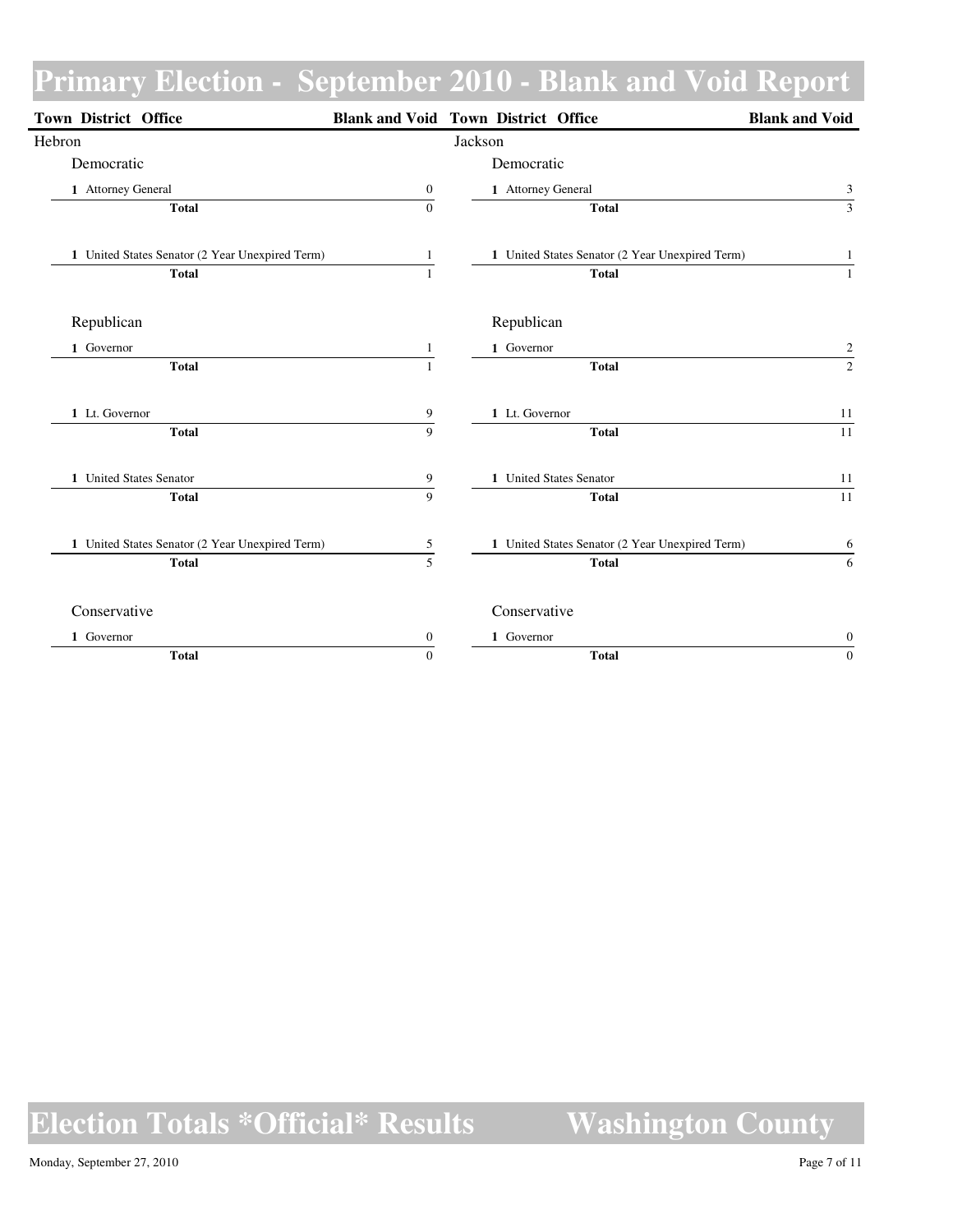# Primary Election - September 2010 - Blank and Void Report

## Hebron

### Democratic

| Town District Office | Blank and Void |
|---|---|
| 1 Attorney General | 0 |
| **Total** | 0 |
| 1 United States Senator (2 Year Unexpired Term) | 1 |
| **Total** | 1 |

### Republican

| Town District Office | Blank and Void |
|---|---|
| 1 Governor | 1 |
| **Total** | 1 |
| 1 Lt. Governor | 9 |
| **Total** | 9 |
| 1 United States Senator | 9 |
| **Total** | 9 |
| 1 United States Senator (2 Year Unexpired Term) | 5 |
| **Total** | 5 |

### Conservative

| Town District Office | Blank and Void |
|---|---|
| 1 Governor | 0 |
| **Total** | 0 |

## Jackson

### Democratic

| Town District Office | Blank and Void |
|---|---|
| 1 Attorney General | 3 |
| **Total** | 3 |
| 1 United States Senator (2 Year Unexpired Term) | 1 |
| **Total** | 1 |

### Republican

| Town District Office | Blank and Void |
|---|---|
| 1 Governor | 2 |
| **Total** | 2 |
| 1 Lt. Governor | 11 |
| **Total** | 11 |
| 1 United States Senator | 11 |
| **Total** | 11 |
| 1 United States Senator (2 Year Unexpired Term) | 6 |
| **Total** | 6 |

### Conservative

| Town District Office | Blank and Void |
|---|---|
| 1 Governor | 0 |
| **Total** | 0 |

Election Totals *Official* Results — Washington County

Monday, September 27, 2010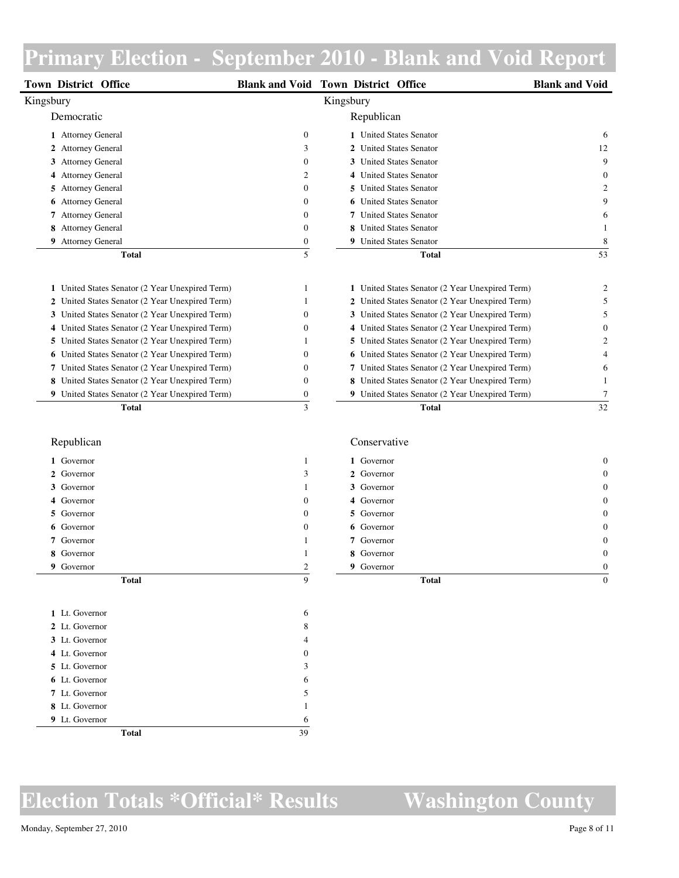# Primary Election - September 2010 - Blank and Void Report

## Kingsbury

### Democratic

| District | Office | Blank and Void |
|---|---|---|
| 1 | Attorney General | 0 |
| 2 | Attorney General | 3 |
| 3 | Attorney General | 0 |
| 4 | Attorney General | 2 |
| 5 | Attorney General | 0 |
| 6 | Attorney General | 0 |
| 7 | Attorney General | 0 |
| 8 | Attorney General | 0 |
| 9 | Attorney General | 0 |
| | **Total** | 5 |

| District | Office | Blank and Void |
|---|---|---|
| 1 | United States Senator (2 Year Unexpired Term) | 1 |
| 2 | United States Senator (2 Year Unexpired Term) | 1 |
| 3 | United States Senator (2 Year Unexpired Term) | 0 |
| 4 | United States Senator (2 Year Unexpired Term) | 0 |
| 5 | United States Senator (2 Year Unexpired Term) | 1 |
| 6 | United States Senator (2 Year Unexpired Term) | 0 |
| 7 | United States Senator (2 Year Unexpired Term) | 0 |
| 8 | United States Senator (2 Year Unexpired Term) | 0 |
| 9 | United States Senator (2 Year Unexpired Term) | 0 |
| | **Total** | 3 |

### Republican

| District | Office | Blank and Void |
|---|---|---|
| 1 | Governor | 1 |
| 2 | Governor | 3 |
| 3 | Governor | 1 |
| 4 | Governor | 0 |
| 5 | Governor | 0 |
| 6 | Governor | 0 |
| 7 | Governor | 1 |
| 8 | Governor | 1 |
| 9 | Governor | 2 |
| | **Total** | 9 |

| District | Office | Blank and Void |
|---|---|---|
| 1 | Lt. Governor | 6 |
| 2 | Lt. Governor | 8 |
| 3 | Lt. Governor | 4 |
| 4 | Lt. Governor | 0 |
| 5 | Lt. Governor | 3 |
| 6 | Lt. Governor | 6 |
| 7 | Lt. Governor | 5 |
| 8 | Lt. Governor | 1 |
| 9 | Lt. Governor | 6 |
| | **Total** | 39 |

## Kingsbury

### Republican

| District | Office | Blank and Void |
|---|---|---|
| 1 | United States Senator | 6 |
| 2 | United States Senator | 12 |
| 3 | United States Senator | 9 |
| 4 | United States Senator | 0 |
| 5 | United States Senator | 2 |
| 6 | United States Senator | 9 |
| 7 | United States Senator | 6 |
| 8 | United States Senator | 1 |
| 9 | United States Senator | 8 |
| | **Total** | 53 |

| District | Office | Blank and Void |
|---|---|---|
| 1 | United States Senator (2 Year Unexpired Term) | 2 |
| 2 | United States Senator (2 Year Unexpired Term) | 5 |
| 3 | United States Senator (2 Year Unexpired Term) | 5 |
| 4 | United States Senator (2 Year Unexpired Term) | 0 |
| 5 | United States Senator (2 Year Unexpired Term) | 2 |
| 6 | United States Senator (2 Year Unexpired Term) | 4 |
| 7 | United States Senator (2 Year Unexpired Term) | 6 |
| 8 | United States Senator (2 Year Unexpired Term) | 1 |
| 9 | United States Senator (2 Year Unexpired Term) | 7 |
| | **Total** | 32 |

### Conservative

| District | Office | Blank and Void |
|---|---|---|
| 1 | Governor | 0 |
| 2 | Governor | 0 |
| 3 | Governor | 0 |
| 4 | Governor | 0 |
| 5 | Governor | 0 |
| 6 | Governor | 0 |
| 7 | Governor | 0 |
| 8 | Governor | 0 |
| 9 | Governor | 0 |
| | **Total** | 0 |

# Election Totals *Official* Results — Washington County

Monday, September 27, 2010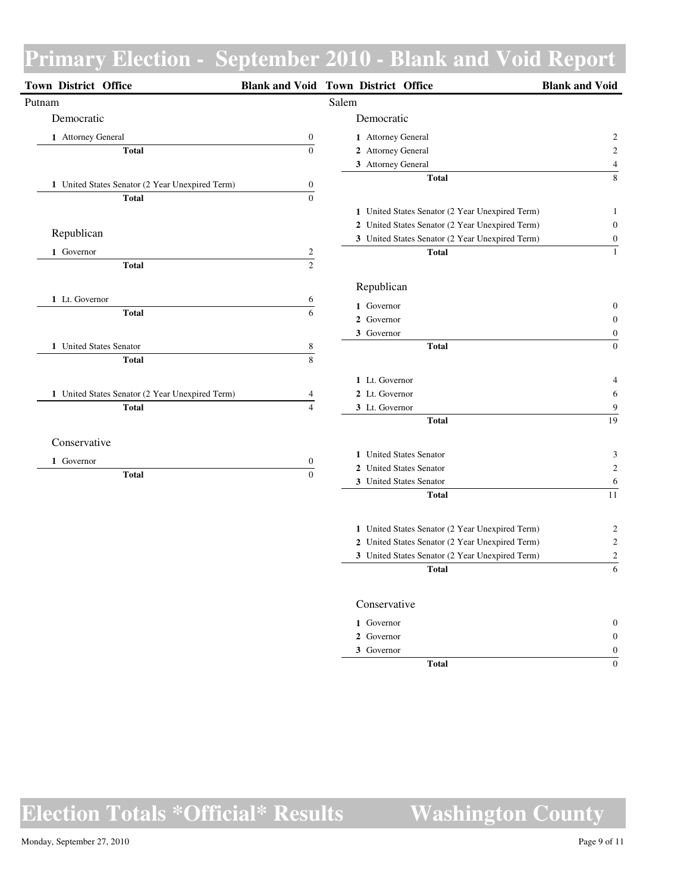# Primary Election - September 2010 - Blank and Void Report

## Putnam

### Democratic

| District | Office | Blank and Void |
|---|---|---|
| 1 | Attorney General | 0 |
| | **Total** | 0 |

| District | Office | Blank and Void |
|---|---|---|
| 1 | United States Senator (2 Year Unexpired Term) | 0 |
| | **Total** | 0 |

### Republican

| District | Office | Blank and Void |
|---|---|---|
| 1 | Governor | 2 |
| | **Total** | 2 |

| District | Office | Blank and Void |
|---|---|---|
| 1 | Lt. Governor | 6 |
| | **Total** | 6 |

| District | Office | Blank and Void |
|---|---|---|
| 1 | United States Senator | 8 |
| | **Total** | 8 |

| District | Office | Blank and Void |
|---|---|---|
| 1 | United States Senator (2 Year Unexpired Term) | 4 |
| | **Total** | 4 |

### Conservative

| District | Office | Blank and Void |
|---|---|---|
| 1 | Governor | 0 |
| | **Total** | 0 |

## Salem

### Democratic

| District | Office | Blank and Void |
|---|---|---|
| 1 | Attorney General | 2 |
| 2 | Attorney General | 2 |
| 3 | Attorney General | 4 |
| | **Total** | 8 |

| District | Office | Blank and Void |
|---|---|---|
| 1 | United States Senator (2 Year Unexpired Term) | 1 |
| 2 | United States Senator (2 Year Unexpired Term) | 0 |
| 3 | United States Senator (2 Year Unexpired Term) | 0 |
| | **Total** | 1 |

### Republican

| District | Office | Blank and Void |
|---|---|---|
| 1 | Governor | 0 |
| 2 | Governor | 0 |
| 3 | Governor | 0 |
| | **Total** | 0 |

| District | Office | Blank and Void |
|---|---|---|
| 1 | Lt. Governor | 4 |
| 2 | Lt. Governor | 6 |
| 3 | Lt. Governor | 9 |
| | **Total** | 19 |

| District | Office | Blank and Void |
|---|---|---|
| 1 | United States Senator | 3 |
| 2 | United States Senator | 2 |
| 3 | United States Senator | 6 |
| | **Total** | 11 |

| District | Office | Blank and Void |
|---|---|---|
| 1 | United States Senator (2 Year Unexpired Term) | 2 |
| 2 | United States Senator (2 Year Unexpired Term) | 2 |
| 3 | United States Senator (2 Year Unexpired Term) | 2 |
| | **Total** | 6 |

### Conservative

| District | Office | Blank and Void |
|---|---|---|
| 1 | Governor | 0 |
| 2 | Governor | 0 |
| 3 | Governor | 0 |
| | **Total** | 0 |

# Election Totals *Official* Results — Washington County

Monday, September 27, 2010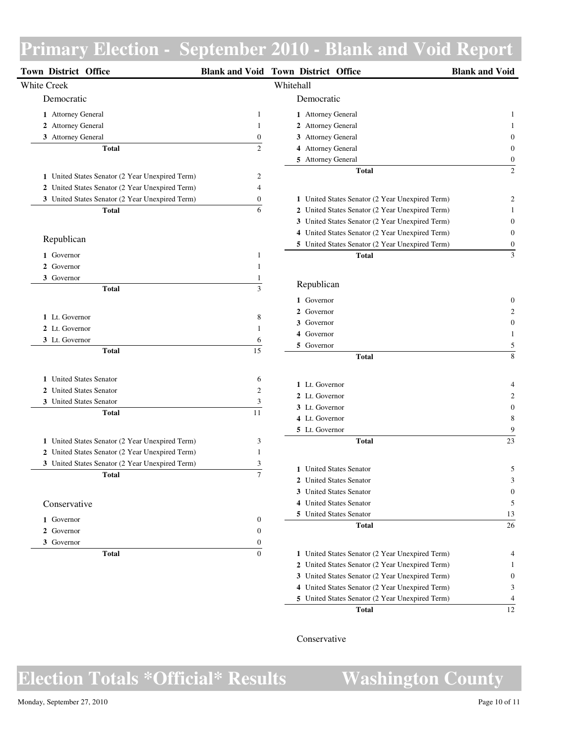# Primary Election - September 2010 - Blank and Void Report

## White Creek

### Democratic

| District | Office | Blank and Void |
|---|---|---|
| 1 | Attorney General | 1 |
| 2 | Attorney General | 1 |
| 3 | Attorney General | 0 |
| | **Total** | 2 |

| District | Office | Blank and Void |
|---|---|---|
| 1 | United States Senator (2 Year Unexpired Term) | 2 |
| 2 | United States Senator (2 Year Unexpired Term) | 4 |
| 3 | United States Senator (2 Year Unexpired Term) | 0 |
| | **Total** | 6 |

### Republican

| District | Office | Blank and Void |
|---|---|---|
| 1 | Governor | 1 |
| 2 | Governor | 1 |
| 3 | Governor | 1 |
| | **Total** | 3 |

| District | Office | Blank and Void |
|---|---|---|
| 1 | Lt. Governor | 8 |
| 2 | Lt. Governor | 1 |
| 3 | Lt. Governor | 6 |
| | **Total** | 15 |

| District | Office | Blank and Void |
|---|---|---|
| 1 | United States Senator | 6 |
| 2 | United States Senator | 2 |
| 3 | United States Senator | 3 |
| | **Total** | 11 |

| District | Office | Blank and Void |
|---|---|---|
| 1 | United States Senator (2 Year Unexpired Term) | 3 |
| 2 | United States Senator (2 Year Unexpired Term) | 1 |
| 3 | United States Senator (2 Year Unexpired Term) | 3 |
| | **Total** | 7 |

### Conservative

| District | Office | Blank and Void |
|---|---|---|
| 1 | Governor | 0 |
| 2 | Governor | 0 |
| 3 | Governor | 0 |
| | **Total** | 0 |

## Whitehall

### Democratic

| District | Office | Blank and Void |
|---|---|---|
| 1 | Attorney General | 1 |
| 2 | Attorney General | 1 |
| 3 | Attorney General | 0 |
| 4 | Attorney General | 0 |
| 5 | Attorney General | 0 |
| | **Total** | 2 |

| District | Office | Blank and Void |
|---|---|---|
| 1 | United States Senator (2 Year Unexpired Term) | 2 |
| 2 | United States Senator (2 Year Unexpired Term) | 1 |
| 3 | United States Senator (2 Year Unexpired Term) | 0 |
| 4 | United States Senator (2 Year Unexpired Term) | 0 |
| 5 | United States Senator (2 Year Unexpired Term) | 0 |
| | **Total** | 3 |

### Republican

| District | Office | Blank and Void |
|---|---|---|
| 1 | Governor | 0 |
| 2 | Governor | 2 |
| 3 | Governor | 0 |
| 4 | Governor | 1 |
| 5 | Governor | 5 |
| | **Total** | 8 |

| District | Office | Blank and Void |
|---|---|---|
| 1 | Lt. Governor | 4 |
| 2 | Lt. Governor | 2 |
| 3 | Lt. Governor | 0 |
| 4 | Lt. Governor | 8 |
| 5 | Lt. Governor | 9 |
| | **Total** | 23 |

| District | Office | Blank and Void |
|---|---|---|
| 1 | United States Senator | 5 |
| 2 | United States Senator | 3 |
| 3 | United States Senator | 0 |
| 4 | United States Senator | 5 |
| 5 | United States Senator | 13 |
| | **Total** | 26 |

| District | Office | Blank and Void |
|---|---|---|
| 1 | United States Senator (2 Year Unexpired Term) | 4 |
| 2 | United States Senator (2 Year Unexpired Term) | 1 |
| 3 | United States Senator (2 Year Unexpired Term) | 0 |
| 4 | United States Senator (2 Year Unexpired Term) | 3 |
| 5 | United States Senator (2 Year Unexpired Term) | 4 |
| | **Total** | 12 |

### Conservative

# Election Totals *Official* Results — Washington County

Monday, September 27, 2010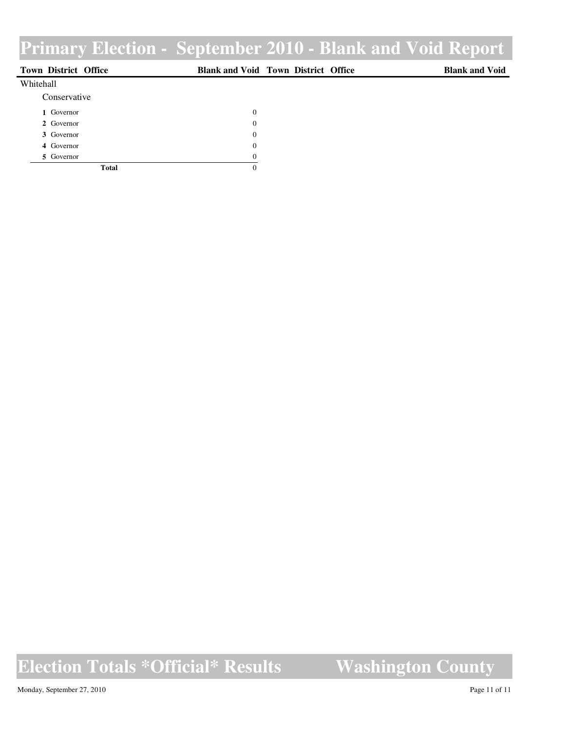# Primary Election - September 2010 - Blank and Void Report

| Town | District | Office | Blank and Void |
|---|---|---|---|
| Whitehall | | | |
| Conservative | | | |
| | 1 | Governor | 0 |
| | 2 | Governor | 0 |
| | 3 | Governor | 0 |
| | 4 | Governor | 0 |
| | 5 | Governor | 0 |
| | | **Total** | 0 |

# Election Totals *Official* Results

# Washington County

Monday, September 27, 2010